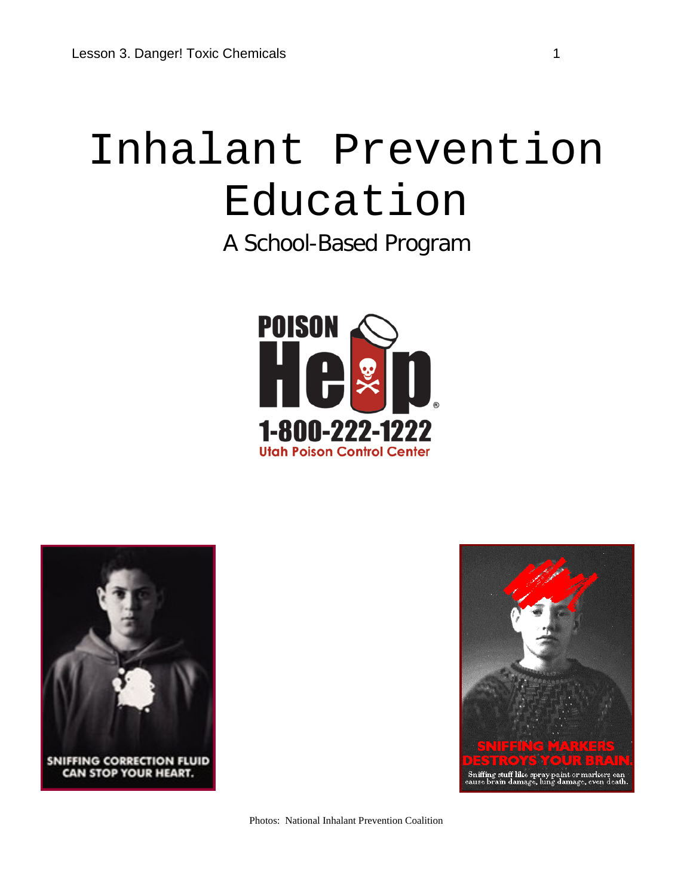# Inhalant Prevention Education

A School-Based Program

POISON Help

1-800-222-1222

Utah Poison Control Center

SNIFFING CORRECTION FLUID CAN STOP YOUR HEART.

SNIFFING MARKERS DESTROYS YOUR BRAIN.

Sniffing stuff like spray paint or markers can cause brain damage, lung damage, even death.

Photos: National Inhalant Prevention Coalition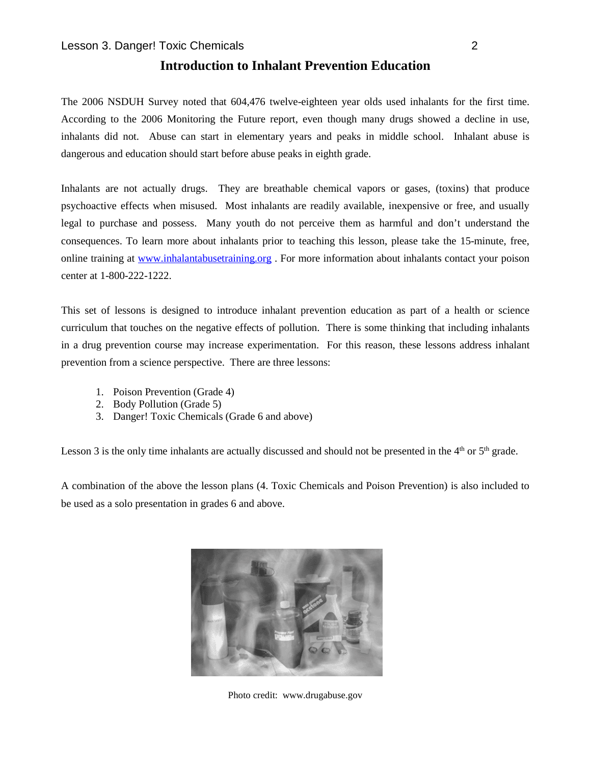## Introduction to Inhalant Prevention Education

The 2006 NSDUH Survey noted that 604,476 twelve-eighteen year olds used inhalants for the first time. According to the 2006 Monitoring the Future report, even though many drugs showed a decline in use, inhalants did not. Abuse can start in elementary years and peaks in middle school. Inhalant abuse is dangerous and education should start before abuse peaks in eighth grade.

Inhalants are not actually drugs. They are breathable chemical vapors or gases, (toxins) that produce psychoactive effects when misused. Most inhalants are readily available, inexpensive or free, and usually legal to purchase and possess. Many youth do not perceive them as harmful and don't understand the consequences. To learn more about inhalants prior to teaching this lesson, please take the 15-minute, free, online training at www.inhalantabusetraining.org . For more information about inhalants contact your poison center at 1-800-222-1222.

This set of lessons is designed to introduce inhalant prevention education as part of a health or science curriculum that touches on the negative effects of pollution. There is some thinking that including inhalants in a drug prevention course may increase experimentation. For this reason, these lessons address inhalant prevention from a science perspective. There are three lessons:

1. Poison Prevention (Grade 4)
2. Body Pollution (Grade 5)
3. Danger! Toxic Chemicals (Grade 6 and above)

Lesson 3 is the only time inhalants are actually discussed and should not be presented in the 4th or 5th grade.

A combination of the above the lesson plans (4. Toxic Chemicals and Poison Prevention) is also included to be used as a solo presentation in grades 6 and above.

Photo credit: www.drugabuse.gov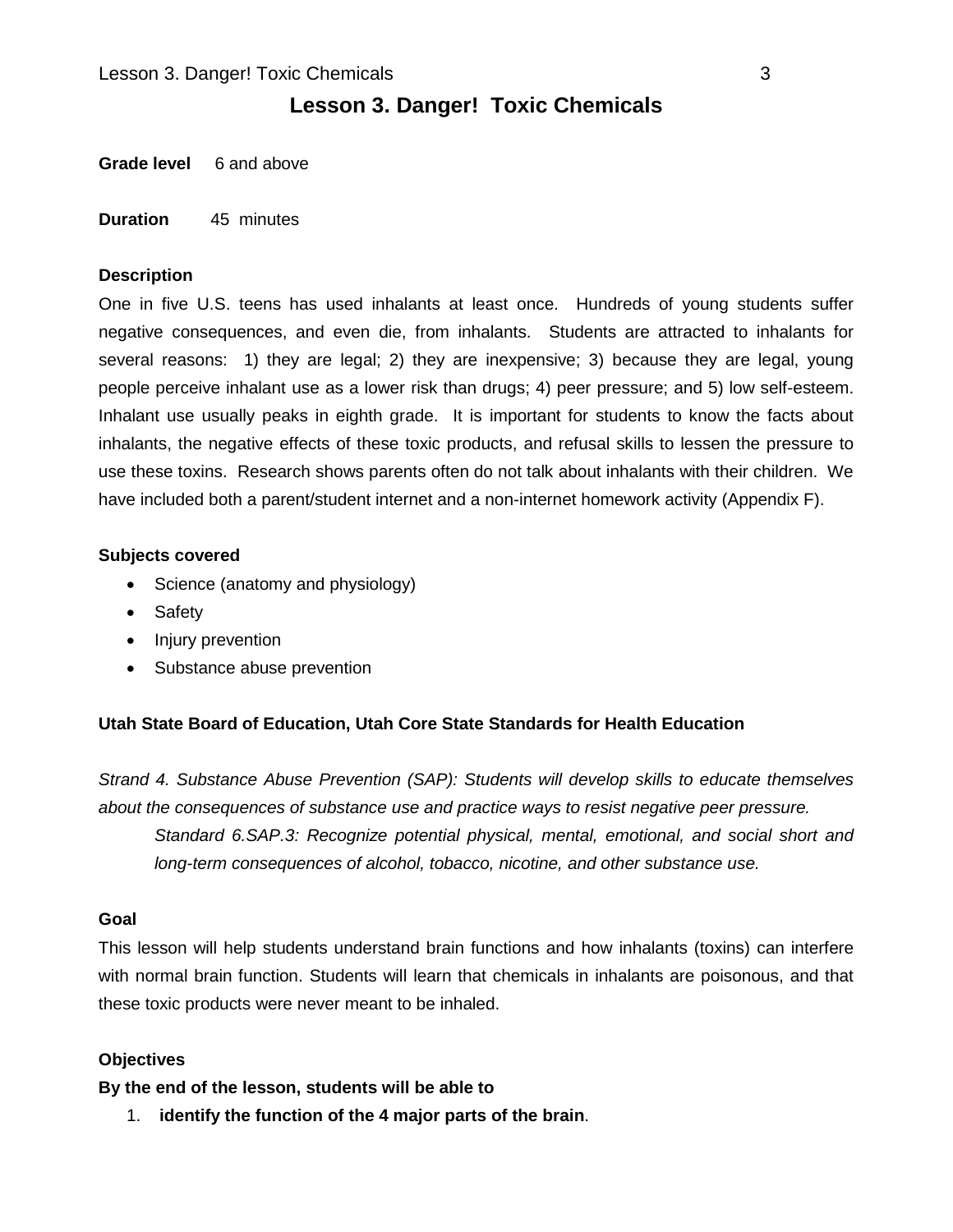# Lesson 3. Danger! Toxic Chemicals

**Grade level** 6 and above

**Duration** 45 minutes

**Description**

One in five U.S. teens has used inhalants at least once. Hundreds of young students suffer negative consequences, and even die, from inhalants. Students are attracted to inhalants for several reasons: 1) they are legal; 2) they are inexpensive; 3) because they are legal, young people perceive inhalant use as a lower risk than drugs; 4) peer pressure; and 5) low self-esteem. Inhalant use usually peaks in eighth grade. It is important for students to know the facts about inhalants, the negative effects of these toxic products, and refusal skills to lessen the pressure to use these toxins. Research shows parents often do not talk about inhalants with their children. We have included both a parent/student internet and a non-internet homework activity (Appendix F).

**Subjects covered**

- Science (anatomy and physiology)
- Safety
- Injury prevention
- Substance abuse prevention

**Utah State Board of Education, Utah Core State Standards for Health Education**

*Strand 4. Substance Abuse Prevention (SAP): Students will develop skills to educate themselves about the consequences of substance use and practice ways to resist negative peer pressure.*

> *Standard 6.SAP.3: Recognize potential physical, mental, emotional, and social short and long-term consequences of alcohol, tobacco, nicotine, and other substance use.*

**Goal**

This lesson will help students understand brain functions and how inhalants (toxins) can interfere with normal brain function. Students will learn that chemicals in inhalants are poisonous, and that these toxic products were never meant to be inhaled.

**Objectives**

**By the end of the lesson, students will be able to**

1. **identify the function of the 4 major parts of the brain**.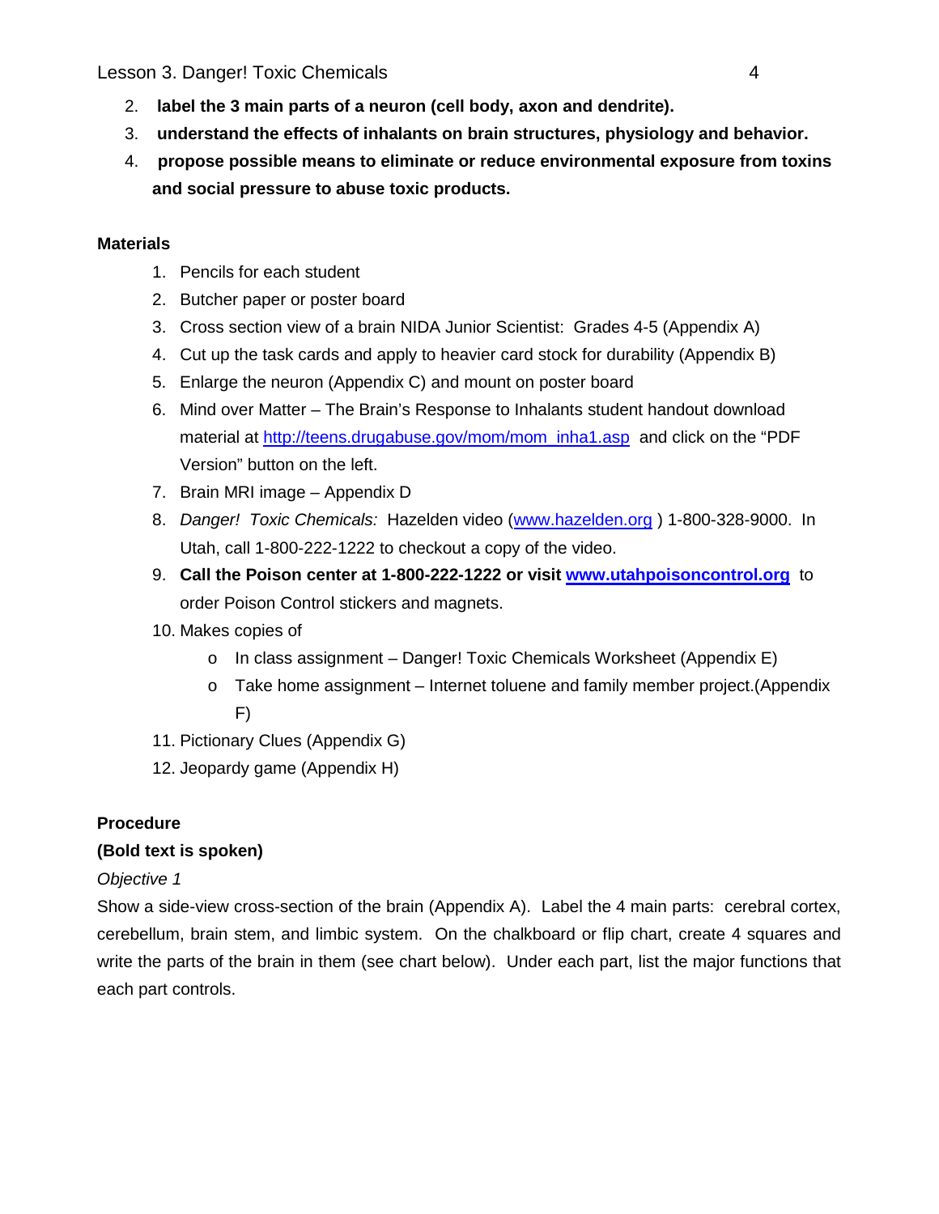2. **label the 3 main parts of a neuron (cell body, axon and dendrite).**
3. **understand the effects of inhalants on brain structures, physiology and behavior.**
4. **propose possible means to eliminate or reduce environmental exposure from toxins and social pressure to abuse toxic products.**

**Materials**

1. Pencils for each student
2. Butcher paper or poster board
3. Cross section view of a brain NIDA Junior Scientist: Grades 4-5 (Appendix A)
4. Cut up the task cards and apply to heavier card stock for durability (Appendix B)
5. Enlarge the neuron (Appendix C) and mount on poster board
6. Mind over Matter – The Brain's Response to Inhalants student handout download material at [http://teens.drugabuse.gov/mom/mom_inha1.asp](http://teens.drugabuse.gov/mom/mom_inha1.asp) and click on the "PDF Version" button on the left.
7. Brain MRI image – Appendix D
8. *Danger! Toxic Chemicals:* Hazelden video ([www.hazelden.org](www.hazelden.org) ) 1-800-328-9000. In Utah, call 1-800-222-1222 to checkout a copy of the video.
9. **Call the Poison center at 1-800-222-1222 or visit [www.utahpoisoncontrol.org](www.utahpoisoncontrol.org)** to order Poison Control stickers and magnets.
10. Makes copies of
    - In class assignment – Danger! Toxic Chemicals Worksheet (Appendix E)
    - Take home assignment – Internet toluene and family member project.(Appendix F)
11. Pictionary Clues (Appendix G)
12. Jeopardy game (Appendix H)

**Procedure**

**(Bold text is spoken)**

*Objective 1*

Show a side-view cross-section of the brain (Appendix A). Label the 4 main parts: cerebral cortex, cerebellum, brain stem, and limbic system. On the chalkboard or flip chart, create 4 squares and write the parts of the brain in them (see chart below). Under each part, list the major functions that each part controls.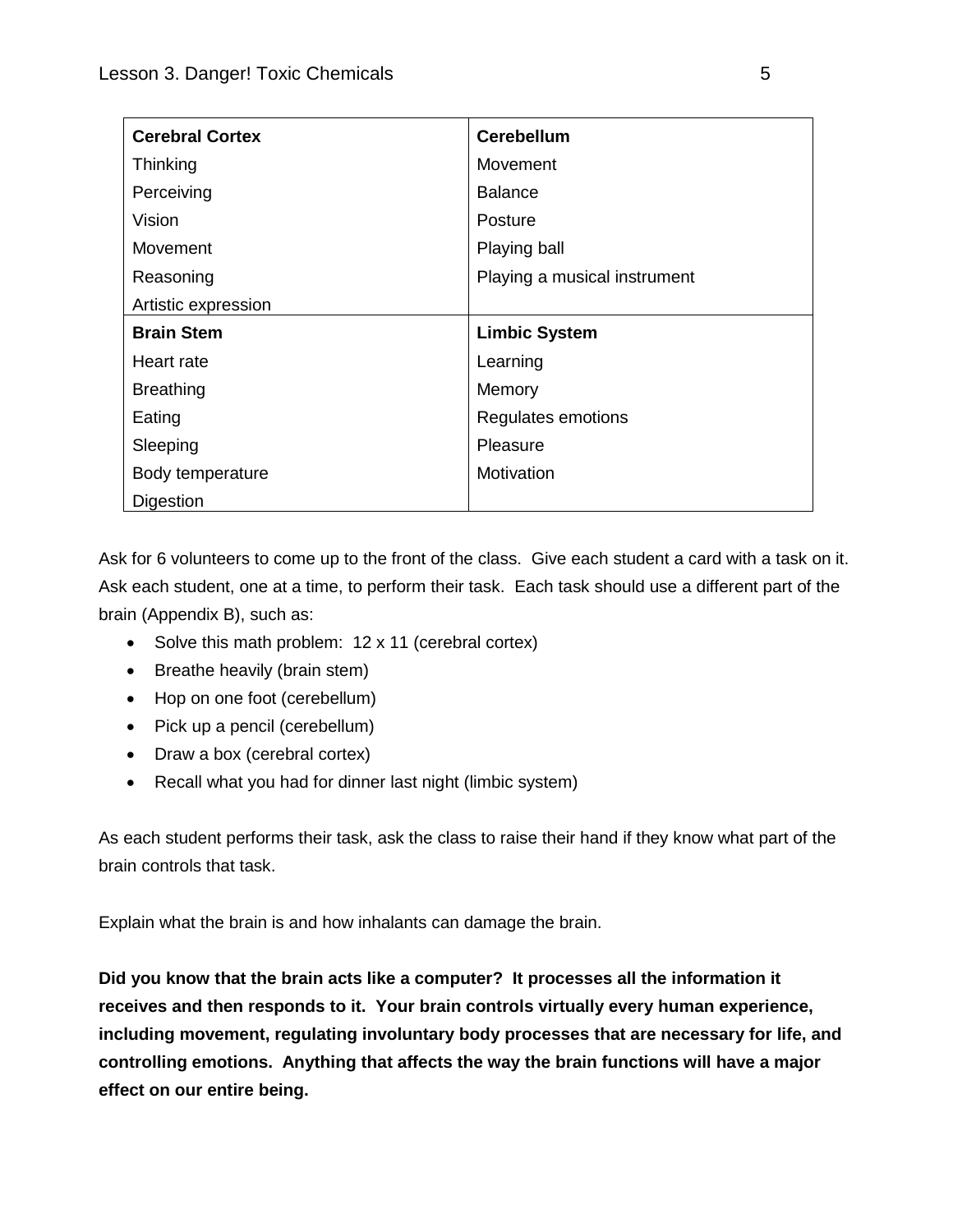| **Cerebral Cortex** | **Cerebellum** |
|---|---|
| Thinking | Movement |
| Perceiving | Balance |
| Vision | Posture |
| Movement | Playing ball |
| Reasoning | Playing a musical instrument |
| Artistic expression | |
| **Brain Stem** | **Limbic System** |
| Heart rate | Learning |
| Breathing | Memory |
| Eating | Regulates emotions |
| Sleeping | Pleasure |
| Body temperature | Motivation |
| Digestion | |

Ask for 6 volunteers to come up to the front of the class. Give each student a card with a task on it. Ask each student, one at a time, to perform their task. Each task should use a different part of the brain (Appendix B), such as:

- Solve this math problem: 12 x 11 (cerebral cortex)
- Breathe heavily (brain stem)
- Hop on one foot (cerebellum)
- Pick up a pencil (cerebellum)
- Draw a box (cerebral cortex)
- Recall what you had for dinner last night (limbic system)

As each student performs their task, ask the class to raise their hand if they know what part of the brain controls that task.

Explain what the brain is and how inhalants can damage the brain.

**Did you know that the brain acts like a computer? It processes all the information it receives and then responds to it. Your brain controls virtually every human experience, including movement, regulating involuntary body processes that are necessary for life, and controlling emotions. Anything that affects the way the brain functions will have a major effect on our entire being.**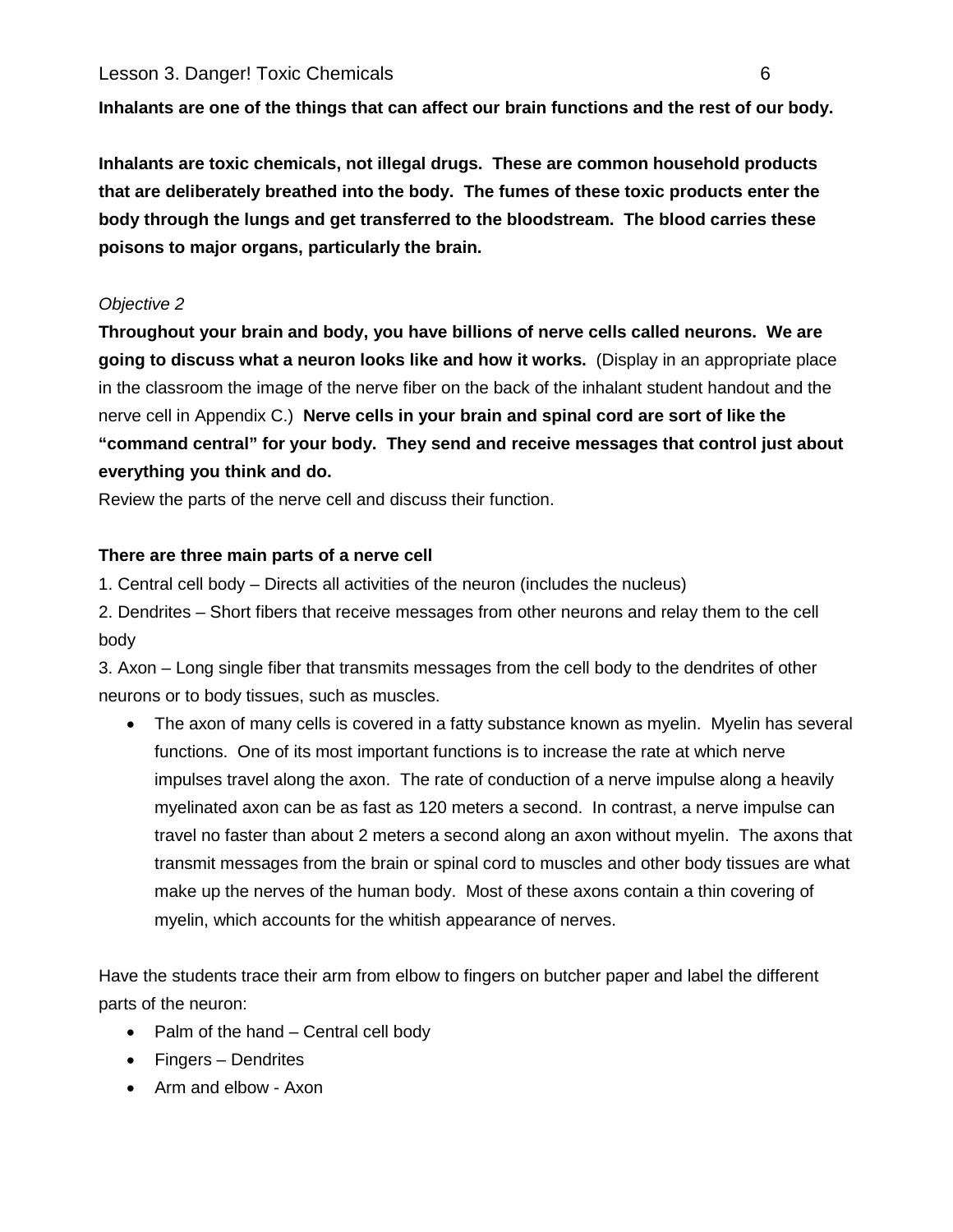**Inhalants are one of the things that can affect our brain functions and the rest of our body.**

**Inhalants are toxic chemicals, not illegal drugs. These are common household products that are deliberately breathed into the body. The fumes of these toxic products enter the body through the lungs and get transferred to the bloodstream. The blood carries these poisons to major organs, particularly the brain.**

*Objective 2*

**Throughout your brain and body, you have billions of nerve cells called neurons. We are going to discuss what a neuron looks like and how it works.** (Display in an appropriate place in the classroom the image of the nerve fiber on the back of the inhalant student handout and the nerve cell in Appendix C.) **Nerve cells in your brain and spinal cord are sort of like the "command central" for your body. They send and receive messages that control just about everything you think and do.**

Review the parts of the nerve cell and discuss their function.

**There are three main parts of a nerve cell**

1. Central cell body – Directs all activities of the neuron (includes the nucleus)
2. Dendrites – Short fibers that receive messages from other neurons and relay them to the cell body
3. Axon – Long single fiber that transmits messages from the cell body to the dendrites of other neurons or to body tissues, such as muscles.

- The axon of many cells is covered in a fatty substance known as myelin. Myelin has several functions. One of its most important functions is to increase the rate at which nerve impulses travel along the axon. The rate of conduction of a nerve impulse along a heavily myelinated axon can be as fast as 120 meters a second. In contrast, a nerve impulse can travel no faster than about 2 meters a second along an axon without myelin. The axons that transmit messages from the brain or spinal cord to muscles and other body tissues are what make up the nerves of the human body. Most of these axons contain a thin covering of myelin, which accounts for the whitish appearance of nerves.

Have the students trace their arm from elbow to fingers on butcher paper and label the different parts of the neuron:

- Palm of the hand – Central cell body
- Fingers – Dendrites
- Arm and elbow - Axon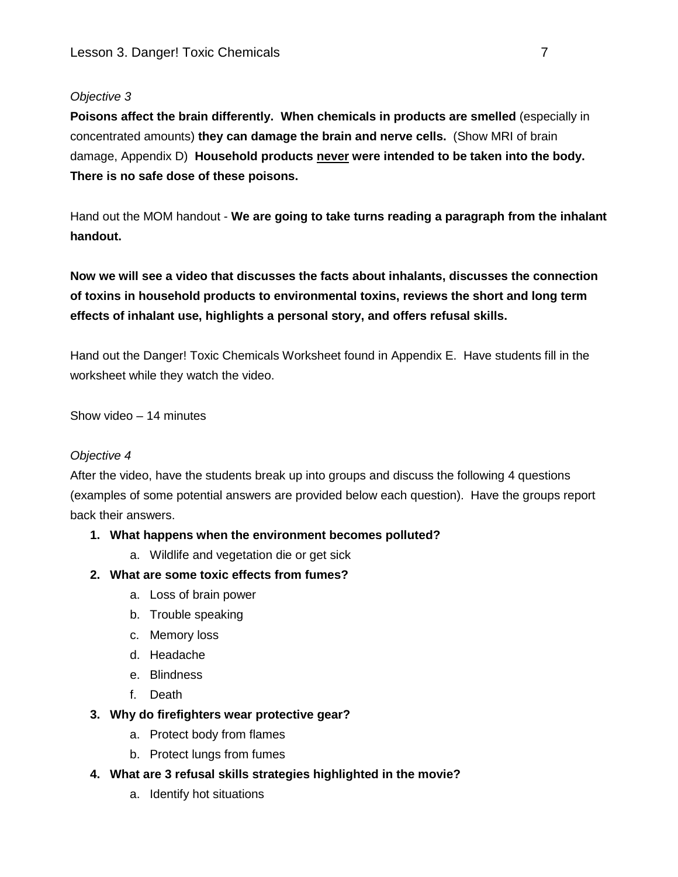*Objective 3*

**Poisons affect the brain differently. When chemicals in products are smelled** (especially in concentrated amounts) **they can damage the brain and nerve cells.** (Show MRI of brain damage, Appendix D) **Household products <u>never</u> were intended to be taken into the body. There is no safe dose of these poisons.**

Hand out the MOM handout - **We are going to take turns reading a paragraph from the inhalant handout.**

**Now we will see a video that discusses the facts about inhalants, discusses the connection of toxins in household products to environmental toxins, reviews the short and long term effects of inhalant use, highlights a personal story, and offers refusal skills.**

Hand out the Danger! Toxic Chemicals Worksheet found in Appendix E. Have students fill in the worksheet while they watch the video.

Show video – 14 minutes

*Objective 4*

After the video, have the students break up into groups and discuss the following 4 questions (examples of some potential answers are provided below each question). Have the groups report back their answers.

1. **What happens when the environment becomes polluted?**
   a. Wildlife and vegetation die or get sick
2. **What are some toxic effects from fumes?**
   a. Loss of brain power
   b. Trouble speaking
   c. Memory loss
   d. Headache
   e. Blindness
   f. Death
3. **Why do firefighters wear protective gear?**
   a. Protect body from flames
   b. Protect lungs from fumes
4. **What are 3 refusal skills strategies highlighted in the movie?**
   a. Identify hot situations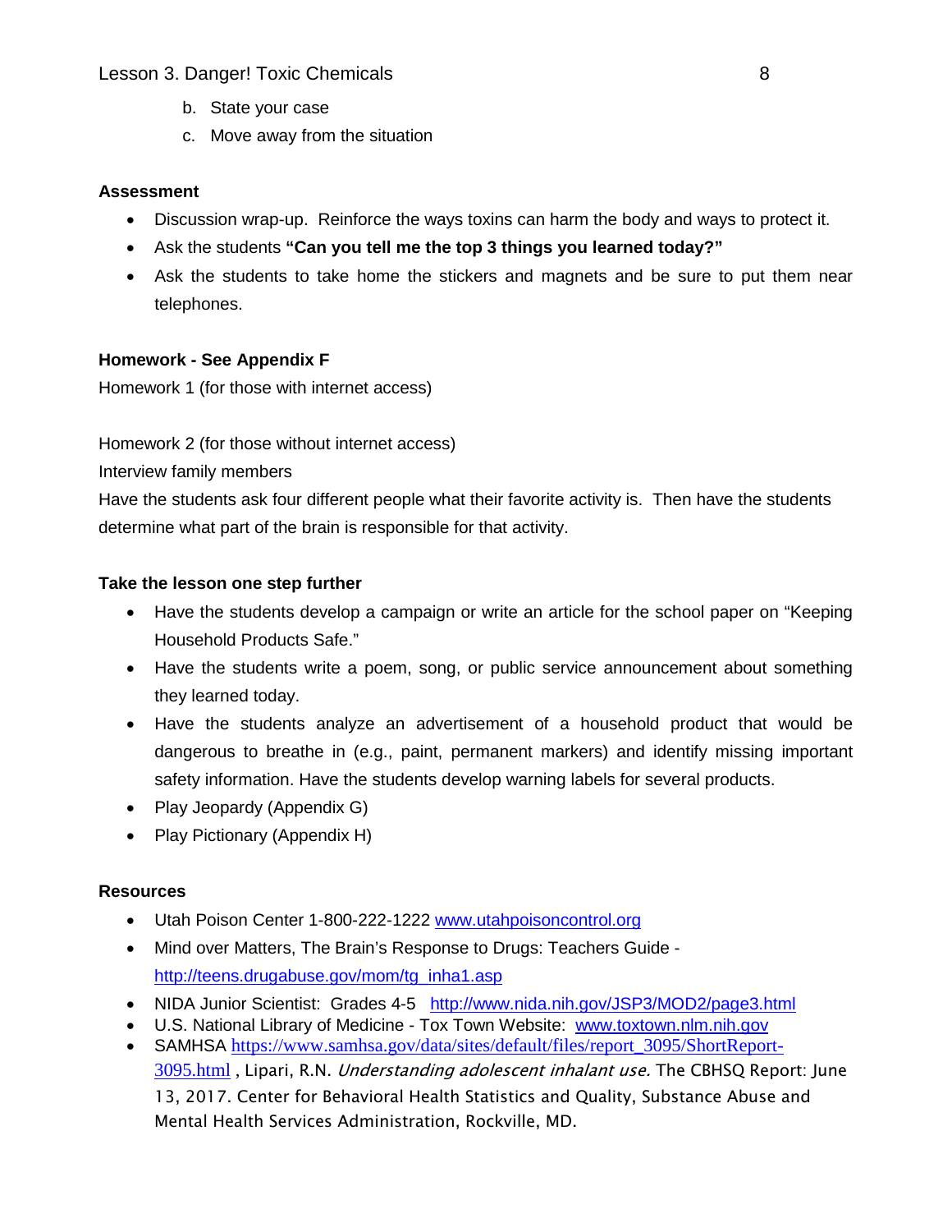b. State your case
c. Move away from the situation

**Assessment**

- Discussion wrap-up. Reinforce the ways toxins can harm the body and ways to protect it.
- Ask the students **"Can you tell me the top 3 things you learned today?"**
- Ask the students to take home the stickers and magnets and be sure to put them near telephones.

**Homework - See Appendix F**

Homework 1 (for those with internet access)

Homework 2 (for those without internet access)

Interview family members

Have the students ask four different people what their favorite activity is. Then have the students determine what part of the brain is responsible for that activity.

**Take the lesson one step further**

- Have the students develop a campaign or write an article for the school paper on "Keeping Household Products Safe."
- Have the students write a poem, song, or public service announcement about something they learned today.
- Have the students analyze an advertisement of a household product that would be dangerous to breathe in (e.g., paint, permanent markers) and identify missing important safety information. Have the students develop warning labels for several products.
- Play Jeopardy (Appendix G)
- Play Pictionary (Appendix H)

**Resources**

- Utah Poison Center 1-800-222-1222 www.utahpoisoncontrol.org
- Mind over Matters, The Brain's Response to Drugs: Teachers Guide - http://teens.drugabuse.gov/mom/tg_inha1.asp
- NIDA Junior Scientist: Grades 4-5 http://www.nida.nih.gov/JSP3/MOD2/page3.html
- U.S. National Library of Medicine - Tox Town Website: www.toxtown.nlm.nih.gov
- SAMHSA https://www.samhsa.gov/data/sites/default/files/report_3095/ShortReport-3095.html , Lipari, R.N. *Understanding adolescent inhalant use.* The CBHSQ Report: June 13, 2017. Center for Behavioral Health Statistics and Quality, Substance Abuse and Mental Health Services Administration, Rockville, MD.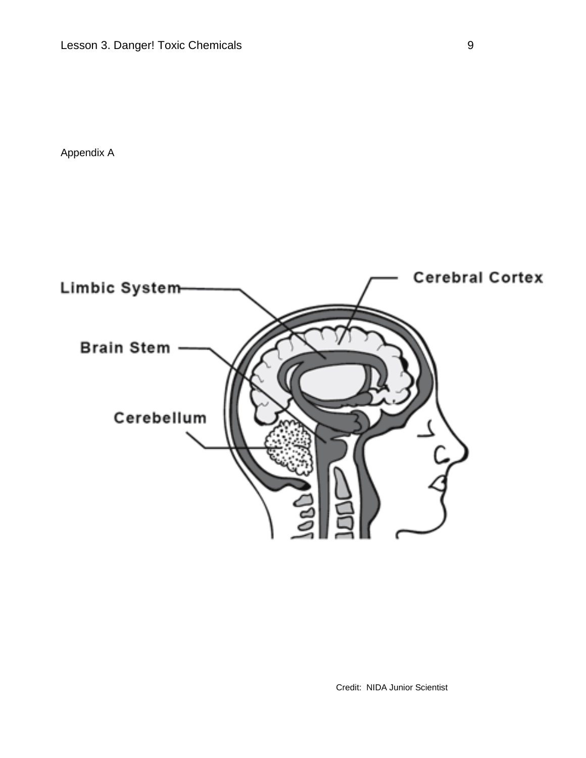Appendix A

Limbic System

Cerebral Cortex

Brain Stem

Cerebellum

Credit: NIDA Junior Scientist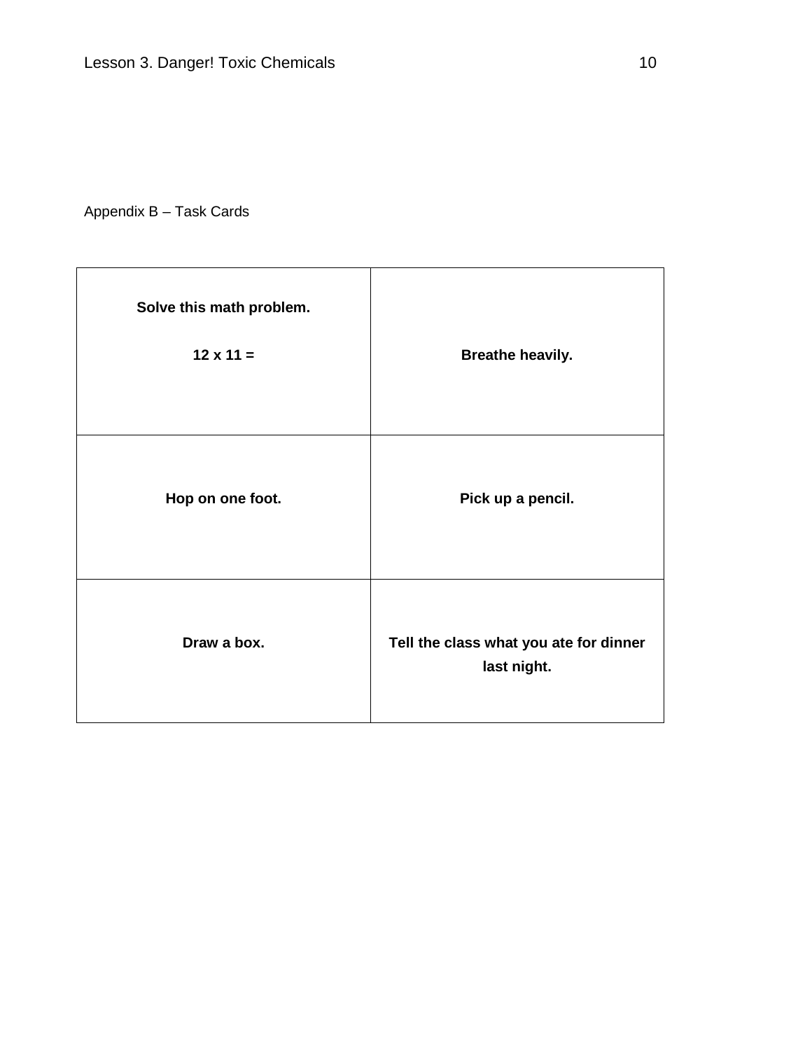Appendix B – Task Cards

| **Solve this math problem.**<br><br>**12 x 11 =** | **Breathe heavily.** |
|---|---|
| **Hop on one foot.** | **Pick up a pencil.** |
| **Draw a box.** | **Tell the class what you ate for dinner last night.** |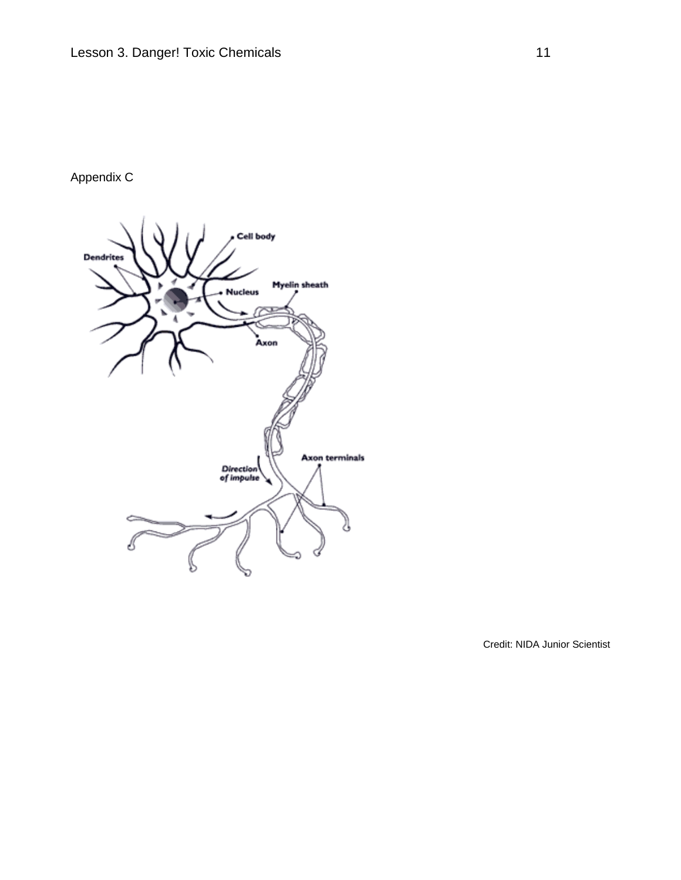Appendix C

Credit: NIDA Junior Scientist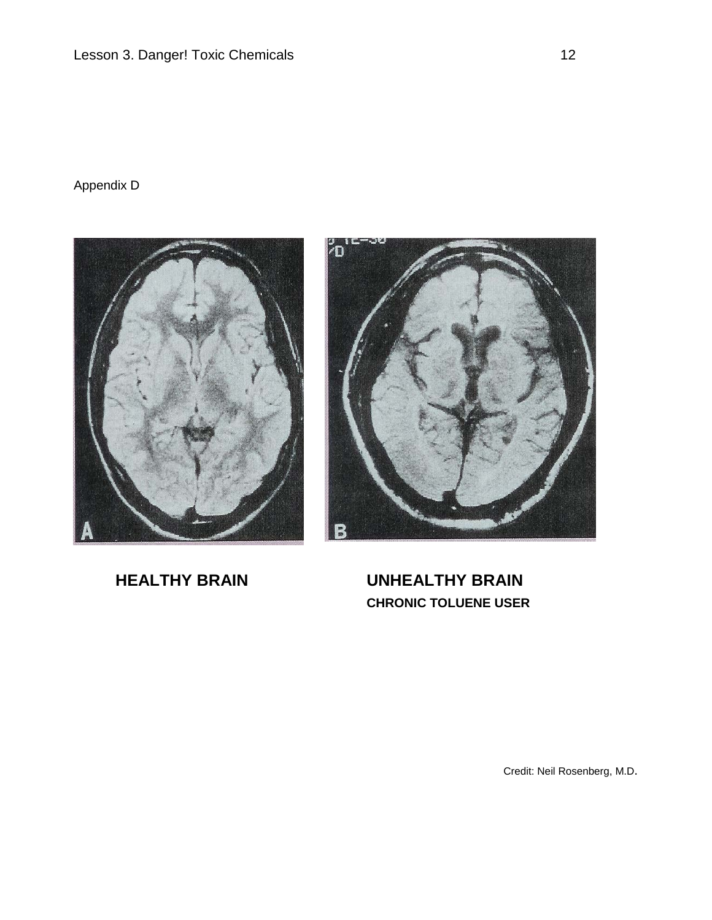Appendix D

**HEALTHY BRAIN**

**UNHEALTHY BRAIN**
**CHRONIC TOLUENE USER**

Credit: Neil Rosenberg, M.D.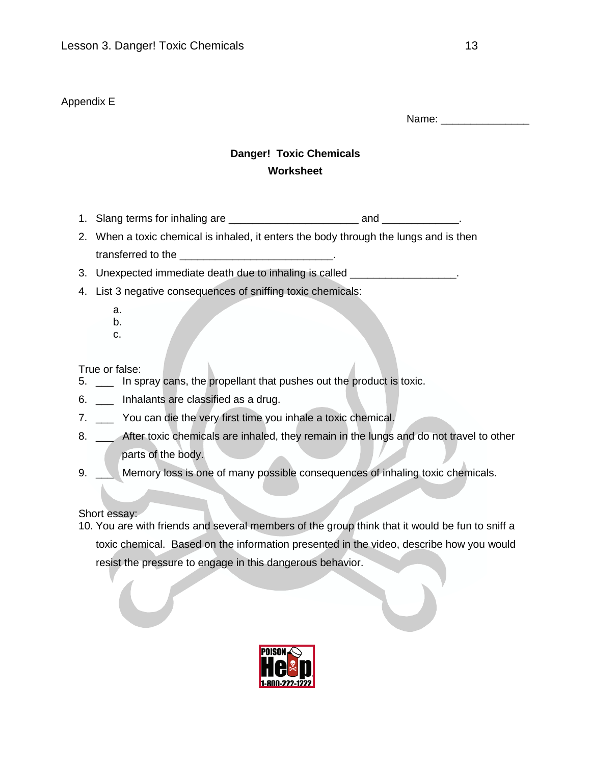Appendix E

Name: _______________

**Danger! Toxic Chemicals**
**Worksheet**

1. Slang terms for inhaling are ______________________ and _____________.
2. When a toxic chemical is inhaled, it enters the body through the lungs and is then transferred to the __________________________.
3. Unexpected immediate death due to inhaling is called __________________.
4. List 3 negative consequences of sniffing toxic chemicals:
   a.
   b.
   c.

True or false:

5. ___ In spray cans, the propellant that pushes out the product is toxic.
6. ___ Inhalants are classified as a drug.
7. ___ You can die the very first time you inhale a toxic chemical.
8. ___ After toxic chemicals are inhaled, they remain in the lungs and do not travel to other parts of the body.
9. ___ Memory loss is one of many possible consequences of inhaling toxic chemicals.

Short essay:

10. You are with friends and several members of the group think that it would be fun to sniff a toxic chemical. Based on the information presented in the video, describe how you would resist the pressure to engage in this dangerous behavior.

POISON Help 1-800-222-1222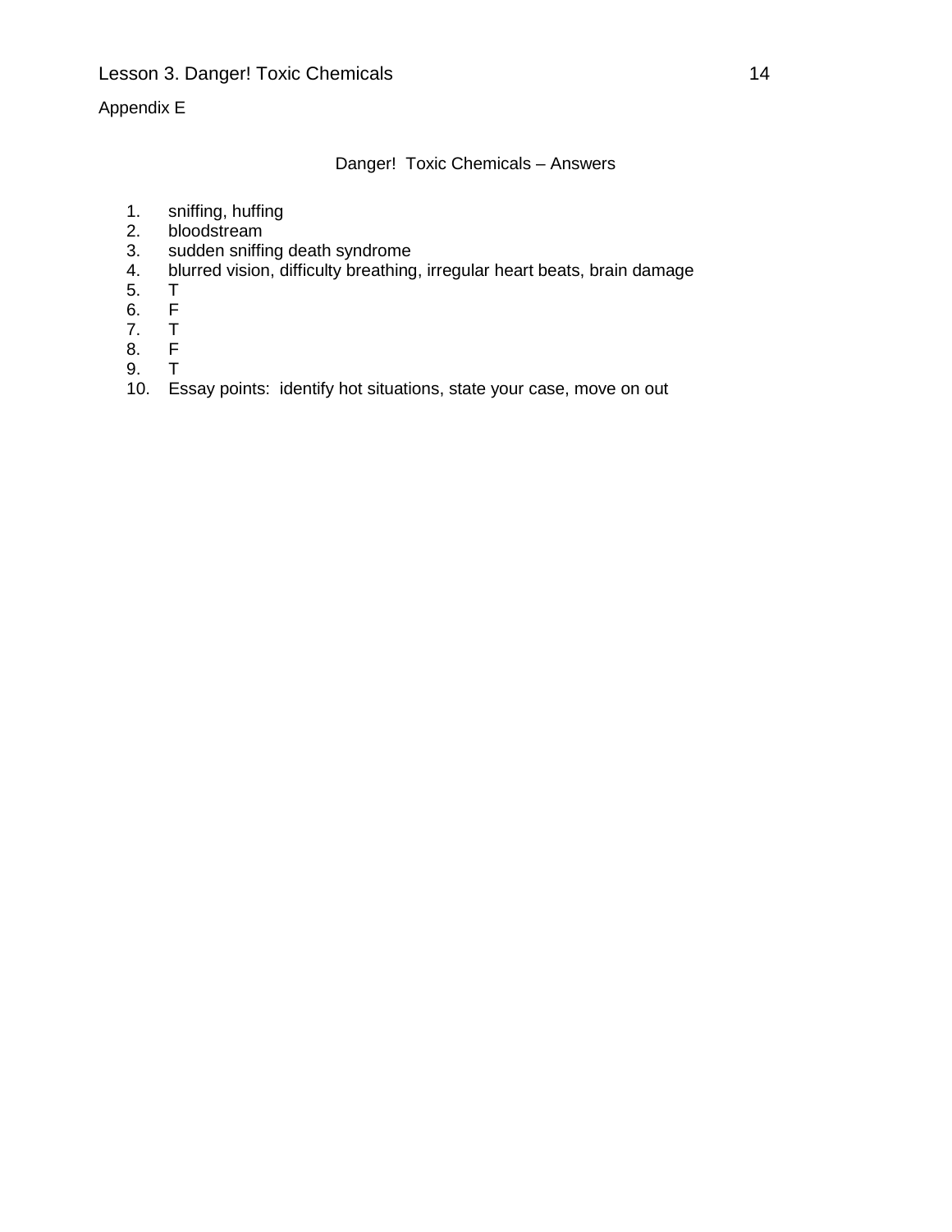Appendix E

Danger! Toxic Chemicals – Answers

1. sniffing, huffing
2. bloodstream
3. sudden sniffing death syndrome
4. blurred vision, difficulty breathing, irregular heart beats, brain damage
5. T
6. F
7. T
8. F
9. T
10. Essay points: identify hot situations, state your case, move on out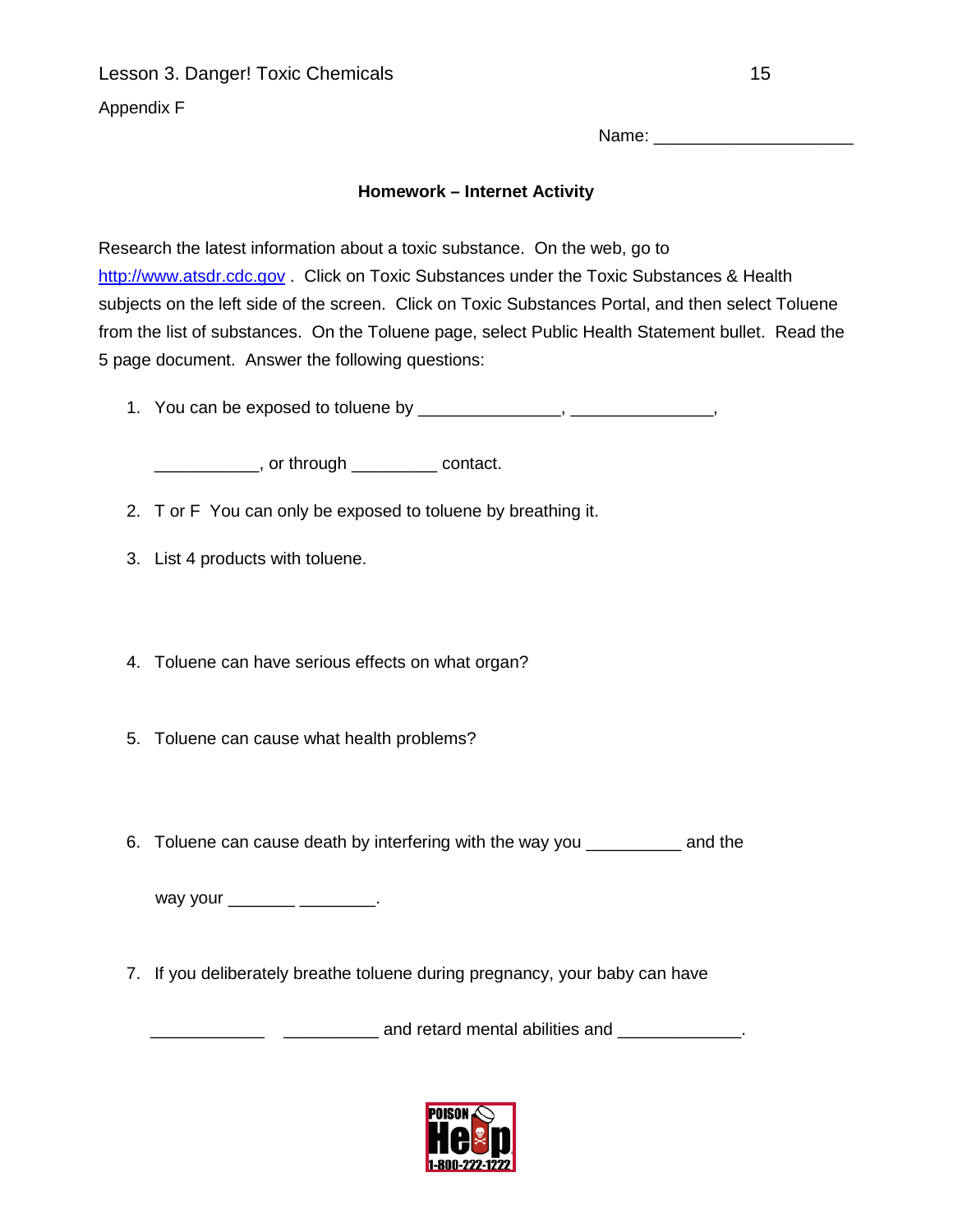Lesson 3. Danger! Toxic Chemicals

Appendix F

Name: ____________________

**Homework – Internet Activity**

Research the latest information about a toxic substance. On the web, go to http://www.atsdr.cdc.gov . Click on Toxic Substances under the Toxic Substances & Health subjects on the left side of the screen. Click on Toxic Substances Portal, and then select Toluene from the list of substances. On the Toluene page, select Public Health Statement bullet. Read the 5 page document. Answer the following questions:

1. You can be exposed to toluene by _______________, _______________,

   ___________, or through _________ contact.

2. T or F You can only be exposed to toluene by breathing it.

3. List 4 products with toluene.

4. Toluene can have serious effects on what organ?

5. Toluene can cause what health problems?

6. Toluene can cause death by interfering with the way you __________ and the

   way your _______ ________.

7. If you deliberately breathe toluene during pregnancy, your baby can have

   ____________ __________ and retard mental abilities and _____________.

POISON Help 1-800-222-1222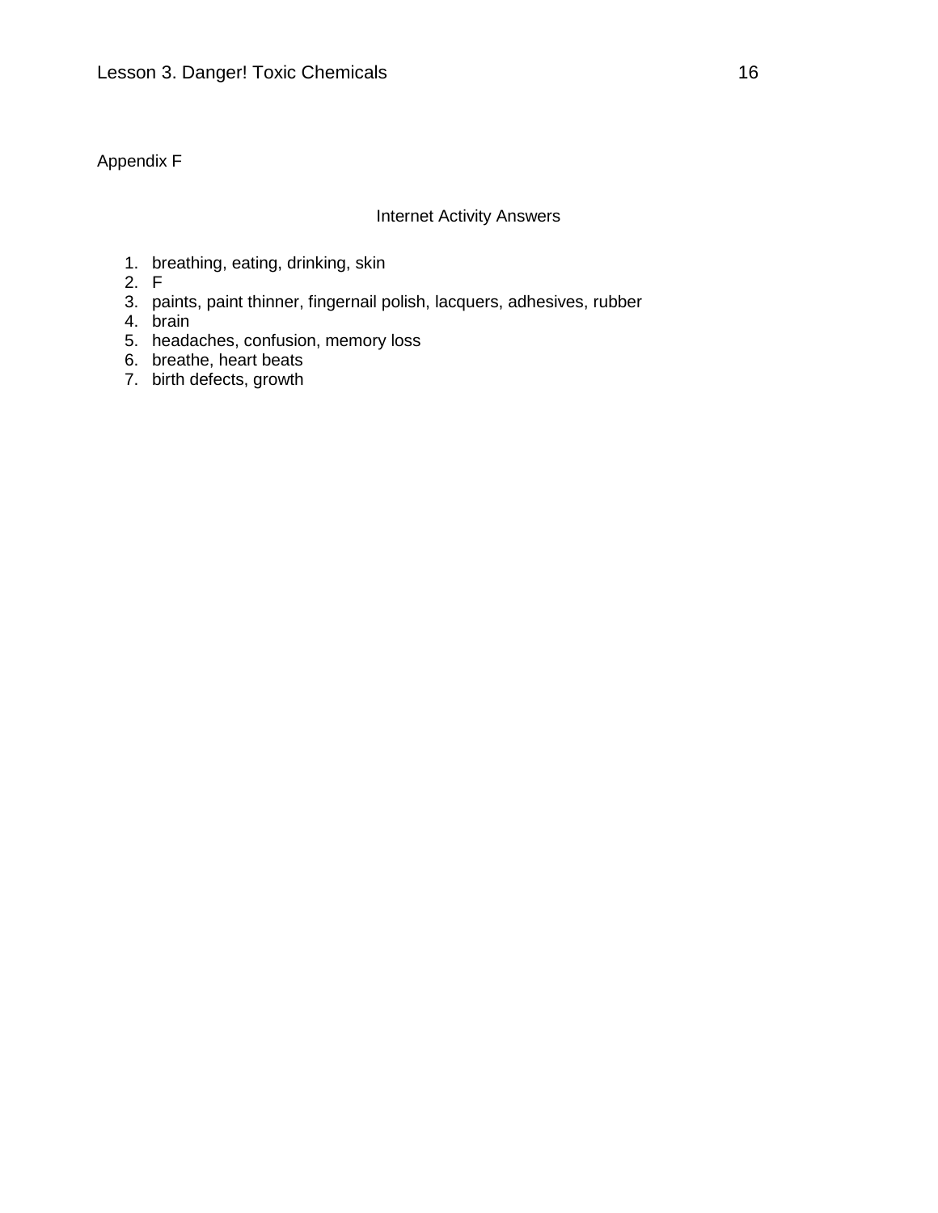Appendix F

## Internet Activity Answers

1. breathing, eating, drinking, skin
2. F
3. paints, paint thinner, fingernail polish, lacquers, adhesives, rubber
4. brain
5. headaches, confusion, memory loss
6. breathe, heart beats
7. birth defects, growth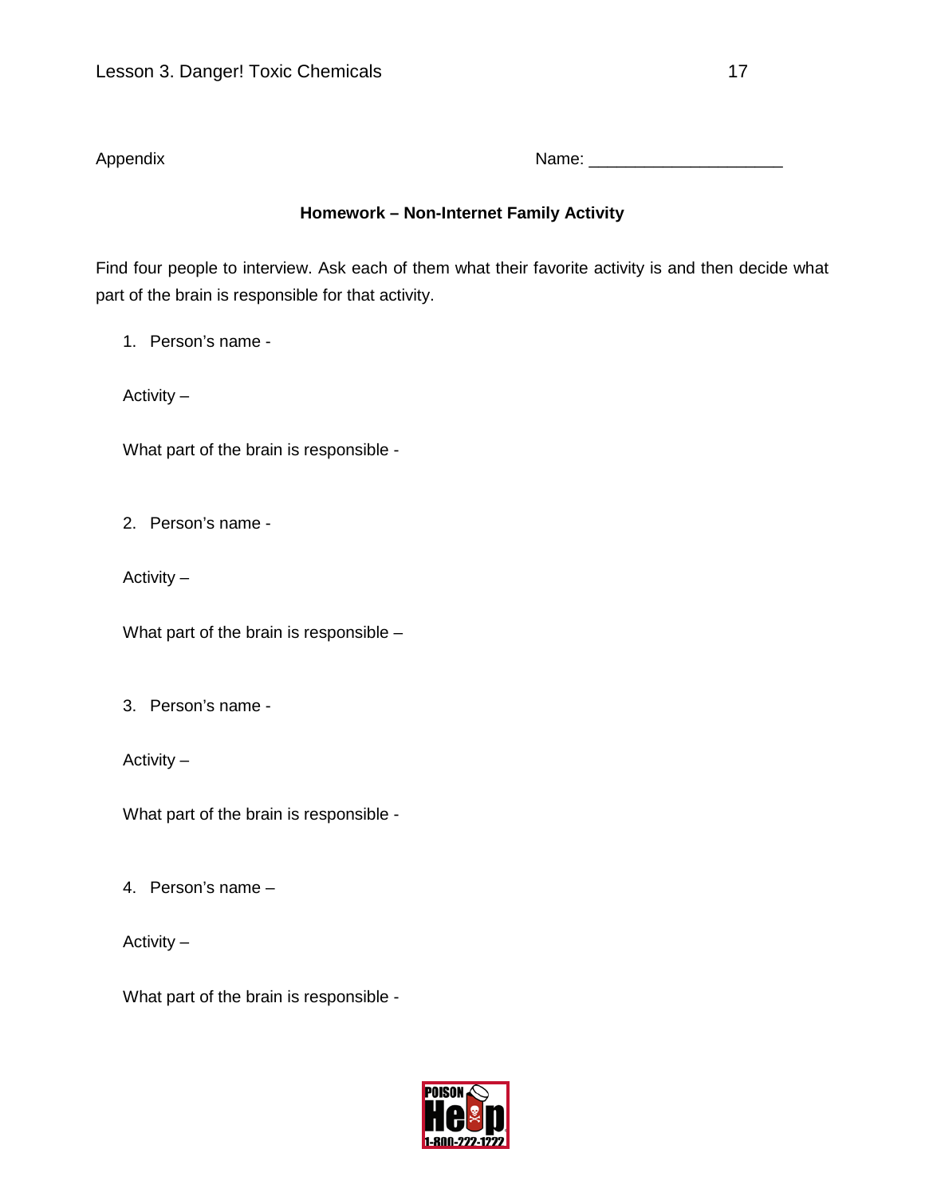Appendix

Name: ______________________

**Homework – Non-Internet Family Activity**

Find four people to interview. Ask each of them what their favorite activity is and then decide what part of the brain is responsible for that activity.

1. Person's name -

   Activity –

   What part of the brain is responsible -

2. Person's name -

   Activity –

   What part of the brain is responsible –

3. Person's name -

   Activity –

   What part of the brain is responsible -

4. Person's name –

   Activity –

   What part of the brain is responsible -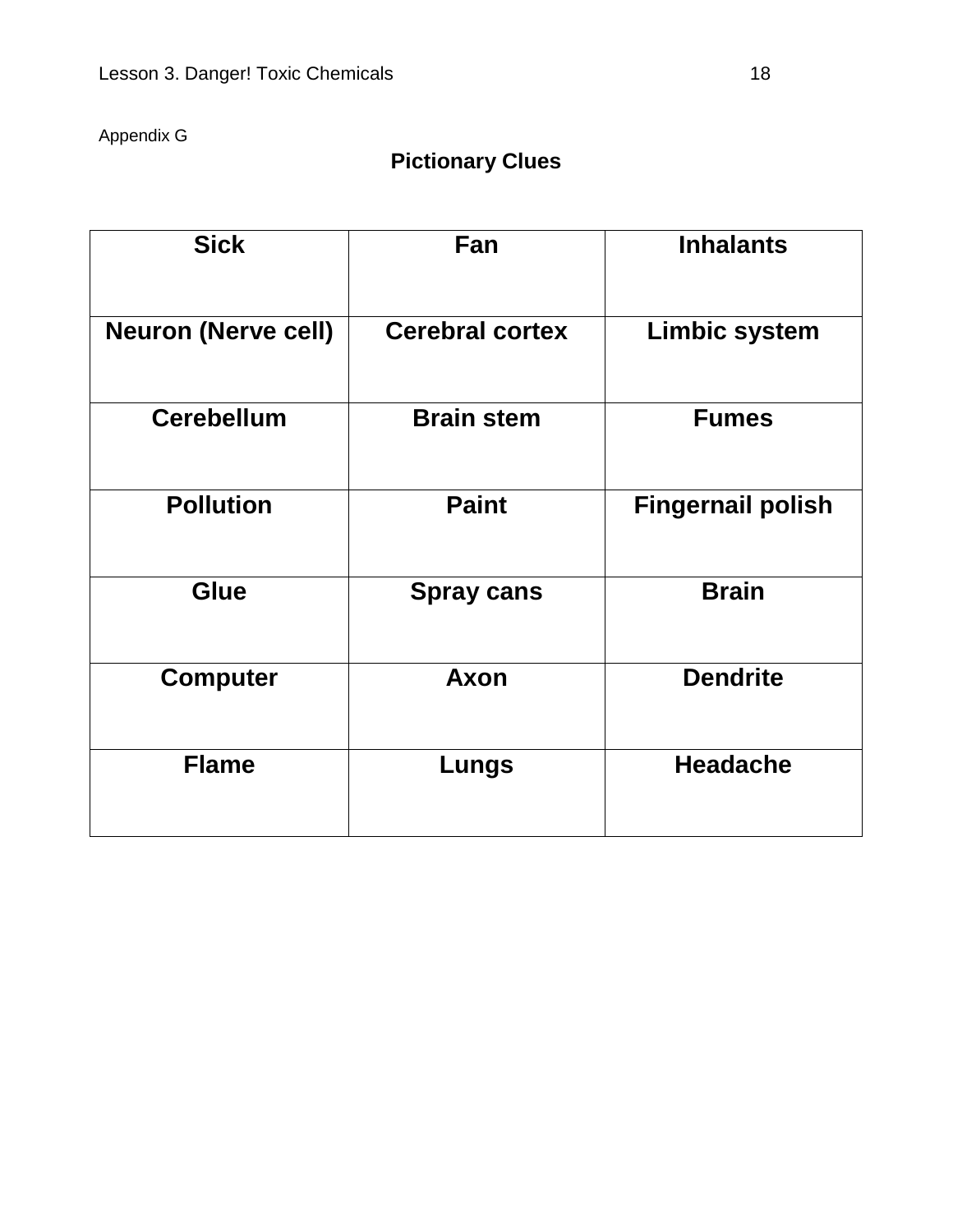Appendix G

## Pictionary Clues

| Sick | Fan | Inhalants |
|---|---|---|
| Neuron (Nerve cell) | Cerebral cortex | Limbic system |
| Cerebellum | Brain stem | Fumes |
| Pollution | Paint | Fingernail polish |
| Glue | Spray cans | Brain |
| Computer | Axon | Dendrite |
| Flame | Lungs | Headache |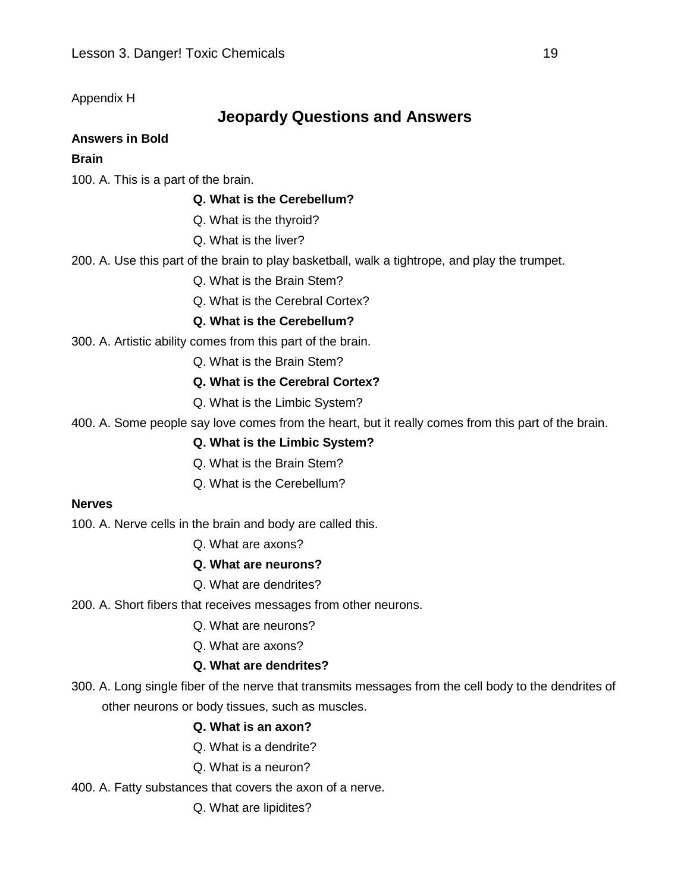Appendix H

## Jeopardy Questions and Answers

**Answers in Bold**

**Brain**

100. A. This is a part of the brain.

**Q. What is the Cerebellum?**

Q. What is the thyroid?

Q. What is the liver?

200. A. Use this part of the brain to play basketball, walk a tightrope, and play the trumpet.

Q. What is the Brain Stem?

Q. What is the Cerebral Cortex?

**Q. What is the Cerebellum?**

300. A. Artistic ability comes from this part of the brain.

Q. What is the Brain Stem?

**Q. What is the Cerebral Cortex?**

Q. What is the Limbic System?

400. A. Some people say love comes from the heart, but it really comes from this part of the brain.

**Q. What is the Limbic System?**

Q. What is the Brain Stem?

Q. What is the Cerebellum?

**Nerves**

100. A. Nerve cells in the brain and body are called this.

Q. What are axons?

**Q. What are neurons?**

Q. What are dendrites?

200. A. Short fibers that receives messages from other neurons.

Q. What are neurons?

Q. What are axons?

**Q. What are dendrites?**

300. A. Long single fiber of the nerve that transmits messages from the cell body to the dendrites of other neurons or body tissues, such as muscles.

**Q. What is an axon?**

Q. What is a dendrite?

Q. What is a neuron?

400. A. Fatty substances that covers the axon of a nerve.

Q. What are lipidites?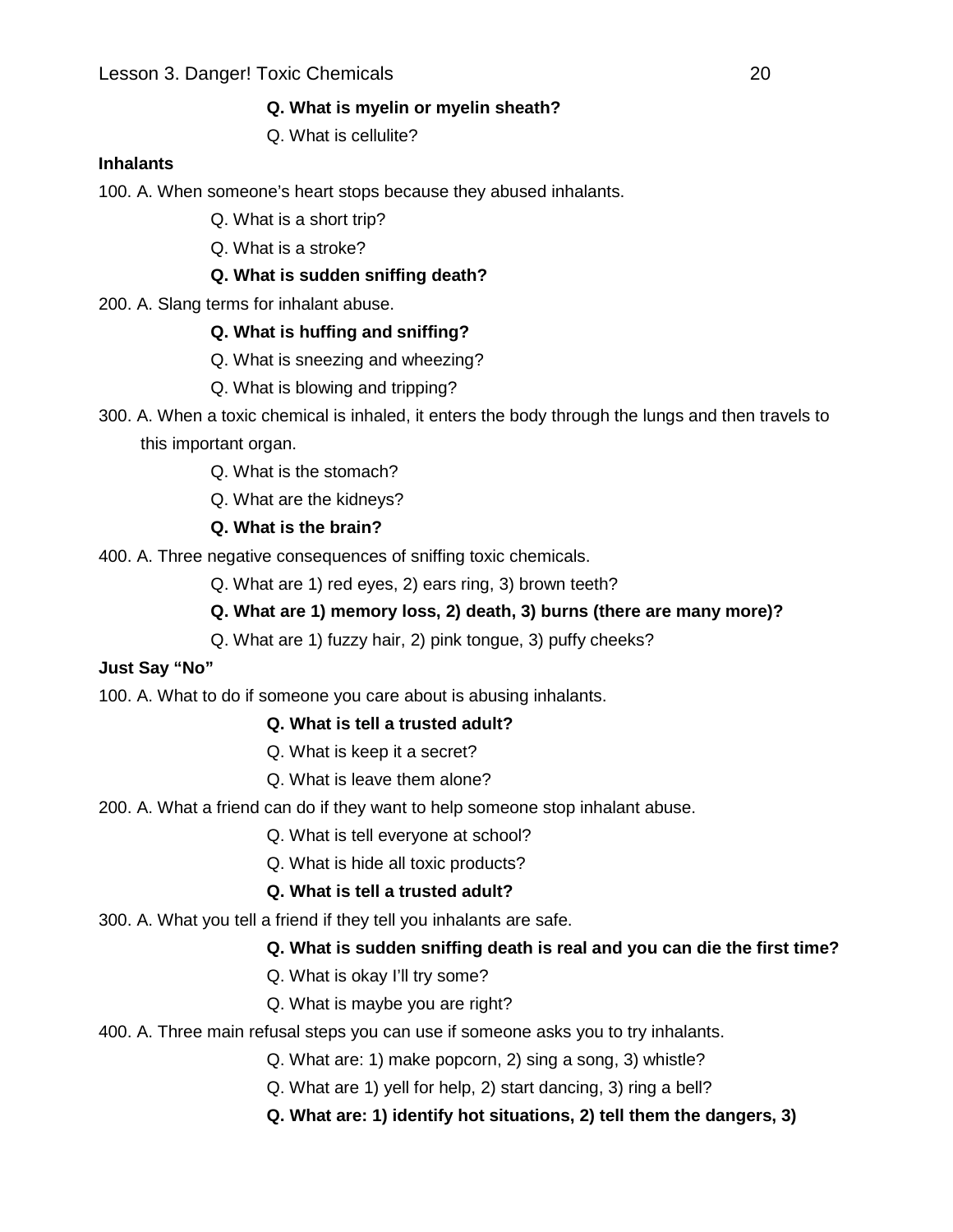**Q. What is myelin or myelin sheath?**

Q. What is cellulite?

**Inhalants**

100. A. When someone's heart stops because they abused inhalants.

Q. What is a short trip?

Q. What is a stroke?

**Q. What is sudden sniffing death?**

200. A. Slang terms for inhalant abuse.

**Q. What is huffing and sniffing?**

Q. What is sneezing and wheezing?

Q. What is blowing and tripping?

300. A. When a toxic chemical is inhaled, it enters the body through the lungs and then travels to this important organ.

Q. What is the stomach?

Q. What are the kidneys?

**Q. What is the brain?**

400. A. Three negative consequences of sniffing toxic chemicals.

Q. What are 1) red eyes, 2) ears ring, 3) brown teeth?

**Q. What are 1) memory loss, 2) death, 3) burns (there are many more)?**

Q. What are 1) fuzzy hair, 2) pink tongue, 3) puffy cheeks?

**Just Say "No"**

100. A. What to do if someone you care about is abusing inhalants.

**Q. What is tell a trusted adult?**

Q. What is keep it a secret?

Q. What is leave them alone?

200. A. What a friend can do if they want to help someone stop inhalant abuse.

Q. What is tell everyone at school?

Q. What is hide all toxic products?

**Q. What is tell a trusted adult?**

300. A. What you tell a friend if they tell you inhalants are safe.

**Q. What is sudden sniffing death is real and you can die the first time?**

Q. What is okay I'll try some?

Q. What is maybe you are right?

400. A. Three main refusal steps you can use if someone asks you to try inhalants.

Q. What are: 1) make popcorn, 2) sing a song, 3) whistle?

Q. What are 1) yell for help, 2) start dancing, 3) ring a bell?

**Q. What are: 1) identify hot situations, 2) tell them the dangers, 3)**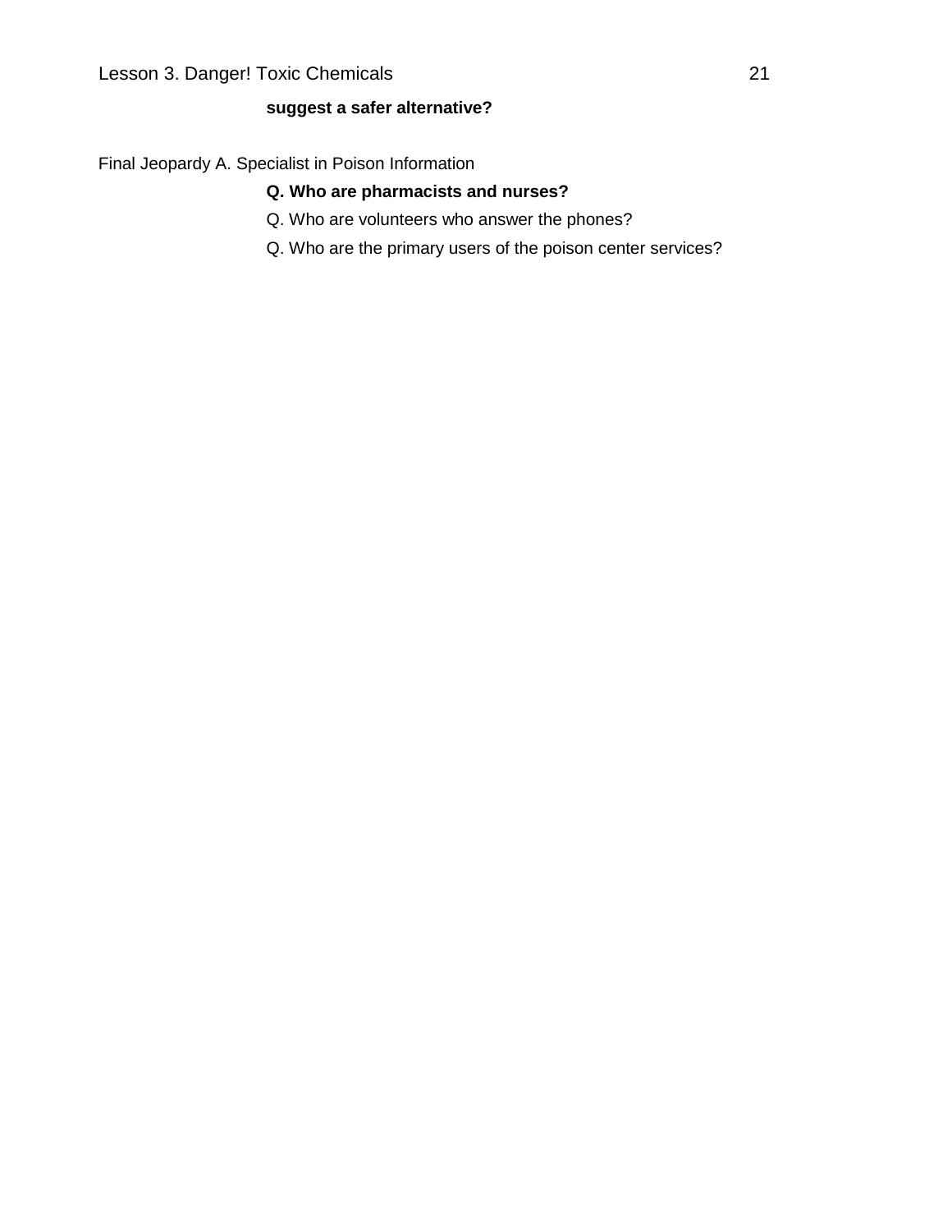**suggest a safer alternative?**

Final Jeopardy A. Specialist in Poison Information

**Q. Who are pharmacists and nurses?**

Q. Who are volunteers who answer the phones?

Q. Who are the primary users of the poison center services?